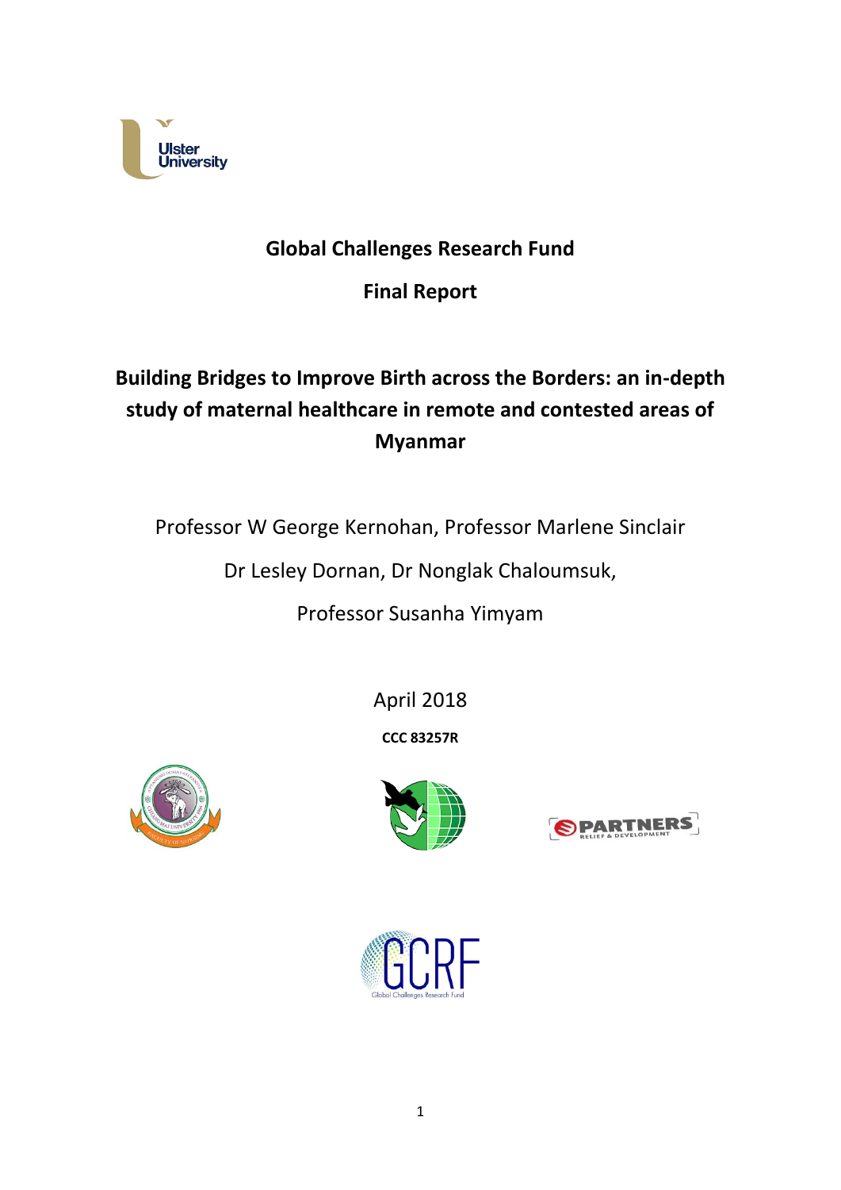Ulster University

**Global Challenges Research Fund**

**Final Report**

# Building Bridges to Improve Birth across the Borders: an in-depth study of maternal healthcare in remote and contested areas of Myanmar

Professor W George Kernohan, Professor Marlene Sinclair

Dr Lesley Dornan, Dr Nonglak Chaloumsuk,

Professor Susanha Yimyam

April 2018

**CCC 83257R**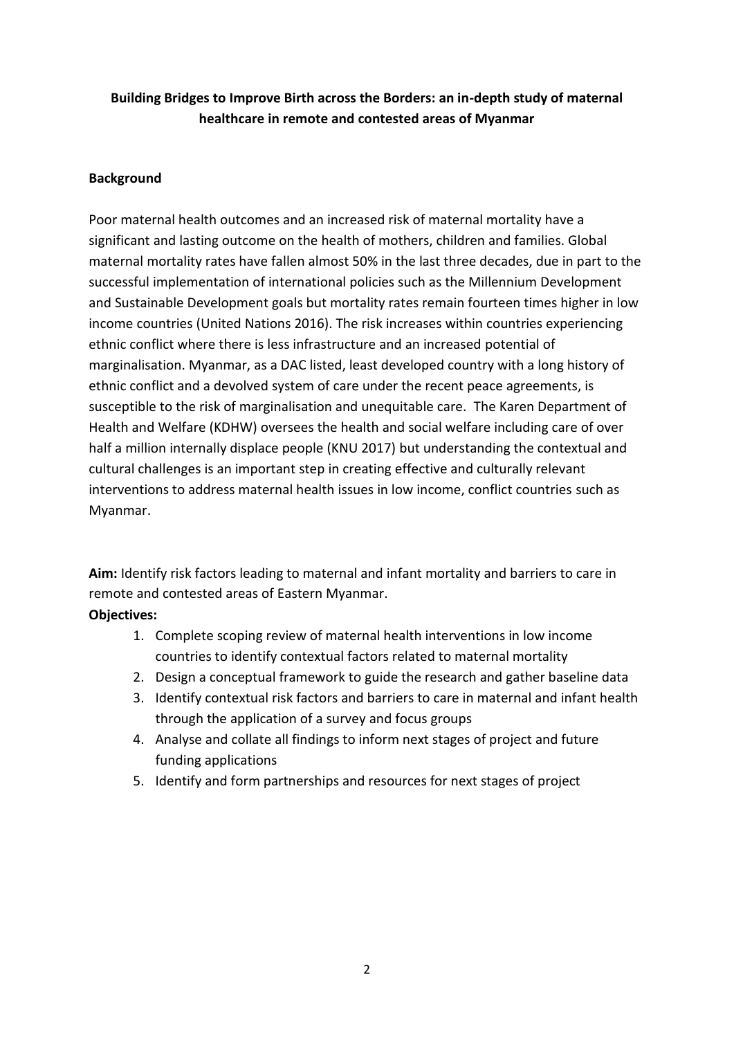**Building Bridges to Improve Birth across the Borders: an in-depth study of maternal healthcare in remote and contested areas of Myanmar**

**Background**

Poor maternal health outcomes and an increased risk of maternal mortality have a significant and lasting outcome on the health of mothers, children and families. Global maternal mortality rates have fallen almost 50% in the last three decades, due in part to the successful implementation of international policies such as the Millennium Development and Sustainable Development goals but mortality rates remain fourteen times higher in low income countries (United Nations 2016). The risk increases within countries experiencing ethnic conflict where there is less infrastructure and an increased potential of marginalisation. Myanmar, as a DAC listed, least developed country with a long history of ethnic conflict and a devolved system of care under the recent peace agreements, is susceptible to the risk of marginalisation and unequitable care. The Karen Department of Health and Welfare (KDHW) oversees the health and social welfare including care of over half a million internally displace people (KNU 2017) but understanding the contextual and cultural challenges is an important step in creating effective and culturally relevant interventions to address maternal health issues in low income, conflict countries such as Myanmar.

**Aim:** Identify risk factors leading to maternal and infant mortality and barriers to care in remote and contested areas of Eastern Myanmar.

**Objectives:**

1. Complete scoping review of maternal health interventions in low income countries to identify contextual factors related to maternal mortality
2. Design a conceptual framework to guide the research and gather baseline data
3. Identify contextual risk factors and barriers to care in maternal and infant health through the application of a survey and focus groups
4. Analyse and collate all findings to inform next stages of project and future funding applications
5. Identify and form partnerships and resources for next stages of project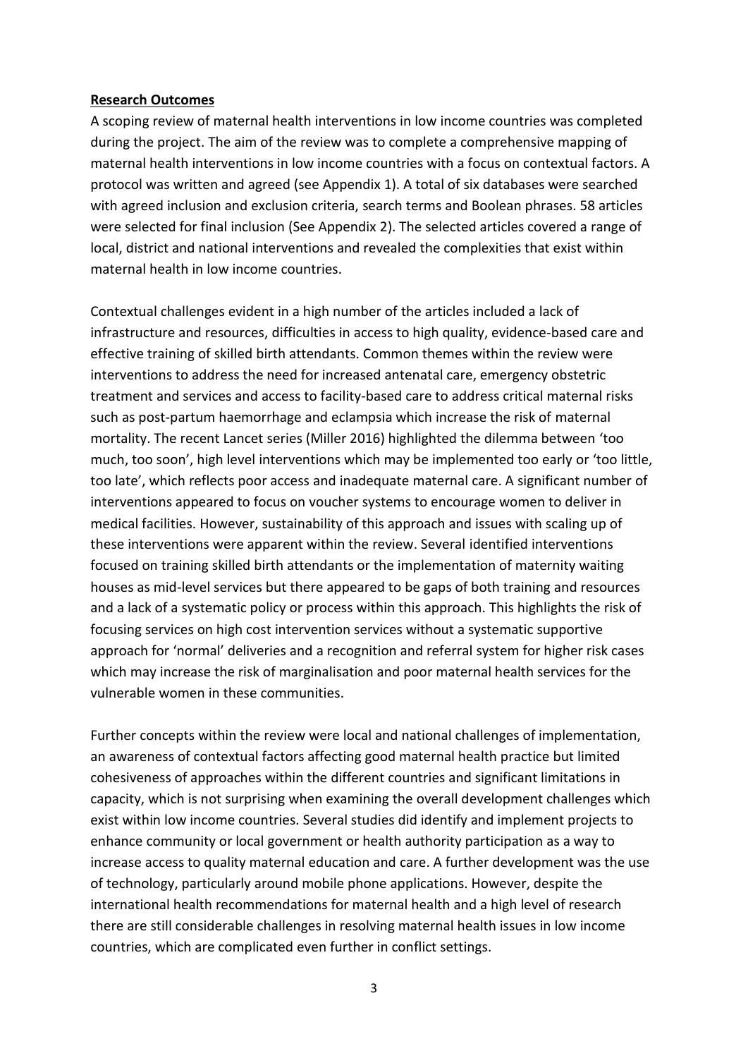**Research Outcomes**

A scoping review of maternal health interventions in low income countries was completed during the project. The aim of the review was to complete a comprehensive mapping of maternal health interventions in low income countries with a focus on contextual factors. A protocol was written and agreed (see Appendix 1). A total of six databases were searched with agreed inclusion and exclusion criteria, search terms and Boolean phrases. 58 articles were selected for final inclusion (See Appendix 2). The selected articles covered a range of local, district and national interventions and revealed the complexities that exist within maternal health in low income countries.

Contextual challenges evident in a high number of the articles included a lack of infrastructure and resources, difficulties in access to high quality, evidence-based care and effective training of skilled birth attendants. Common themes within the review were interventions to address the need for increased antenatal care, emergency obstetric treatment and services and access to facility-based care to address critical maternal risks such as post-partum haemorrhage and eclampsia which increase the risk of maternal mortality. The recent Lancet series (Miller 2016) highlighted the dilemma between 'too much, too soon', high level interventions which may be implemented too early or 'too little, too late', which reflects poor access and inadequate maternal care. A significant number of interventions appeared to focus on voucher systems to encourage women to deliver in medical facilities. However, sustainability of this approach and issues with scaling up of these interventions were apparent within the review. Several identified interventions focused on training skilled birth attendants or the implementation of maternity waiting houses as mid-level services but there appeared to be gaps of both training and resources and a lack of a systematic policy or process within this approach. This highlights the risk of focusing services on high cost intervention services without a systematic supportive approach for 'normal' deliveries and a recognition and referral system for higher risk cases which may increase the risk of marginalisation and poor maternal health services for the vulnerable women in these communities.

Further concepts within the review were local and national challenges of implementation, an awareness of contextual factors affecting good maternal health practice but limited cohesiveness of approaches within the different countries and significant limitations in capacity, which is not surprising when examining the overall development challenges which exist within low income countries. Several studies did identify and implement projects to enhance community or local government or health authority participation as a way to increase access to quality maternal education and care. A further development was the use of technology, particularly around mobile phone applications. However, despite the international health recommendations for maternal health and a high level of research there are still considerable challenges in resolving maternal health issues in low income countries, which are complicated even further in conflict settings.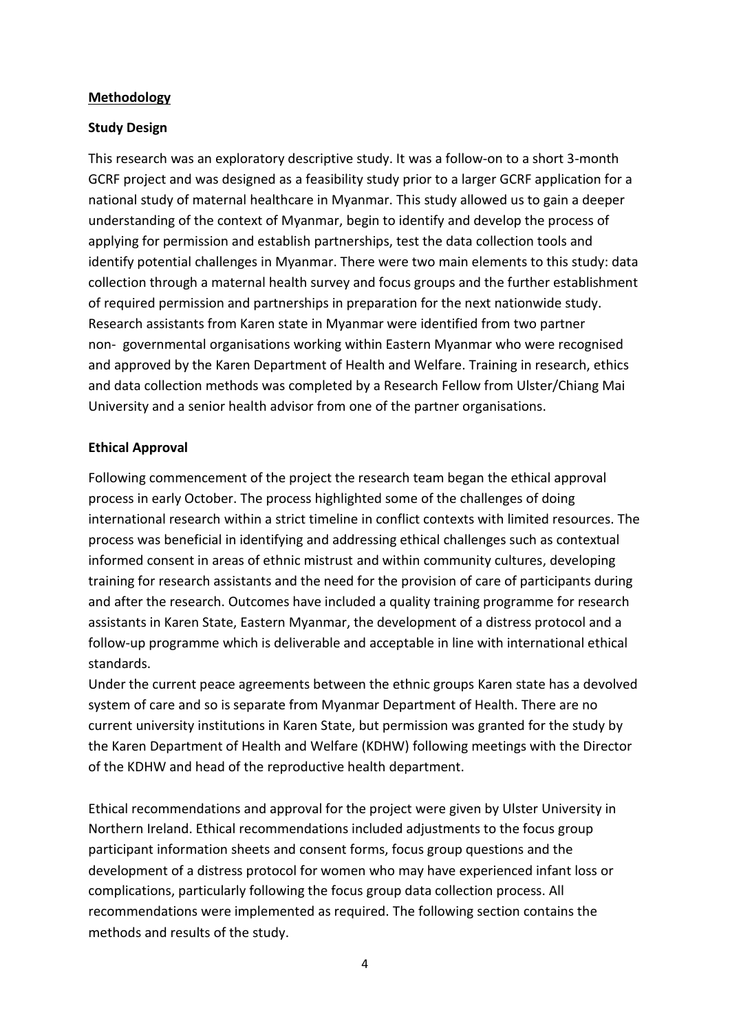## Methodology

### Study Design

This research was an exploratory descriptive study. It was a follow-on to a short 3-month GCRF project and was designed as a feasibility study prior to a larger GCRF application for a national study of maternal healthcare in Myanmar. This study allowed us to gain a deeper understanding of the context of Myanmar, begin to identify and develop the process of applying for permission and establish partnerships, test the data collection tools and identify potential challenges in Myanmar. There were two main elements to this study: data collection through a maternal health survey and focus groups and the further establishment of required permission and partnerships in preparation for the next nationwide study. Research assistants from Karen state in Myanmar were identified from two partner non- governmental organisations working within Eastern Myanmar who were recognised and approved by the Karen Department of Health and Welfare. Training in research, ethics and data collection methods was completed by a Research Fellow from Ulster/Chiang Mai University and a senior health advisor from one of the partner organisations.

### Ethical Approval

Following commencement of the project the research team began the ethical approval process in early October. The process highlighted some of the challenges of doing international research within a strict timeline in conflict contexts with limited resources. The process was beneficial in identifying and addressing ethical challenges such as contextual informed consent in areas of ethnic mistrust and within community cultures, developing training for research assistants and the need for the provision of care of participants during and after the research. Outcomes have included a quality training programme for research assistants in Karen State, Eastern Myanmar, the development of a distress protocol and a follow-up programme which is deliverable and acceptable in line with international ethical standards.

Under the current peace agreements between the ethnic groups Karen state has a devolved system of care and so is separate from Myanmar Department of Health. There are no current university institutions in Karen State, but permission was granted for the study by the Karen Department of Health and Welfare (KDHW) following meetings with the Director of the KDHW and head of the reproductive health department.

Ethical recommendations and approval for the project were given by Ulster University in Northern Ireland. Ethical recommendations included adjustments to the focus group participant information sheets and consent forms, focus group questions and the development of a distress protocol for women who may have experienced infant loss or complications, particularly following the focus group data collection process. All recommendations were implemented as required. The following section contains the methods and results of the study.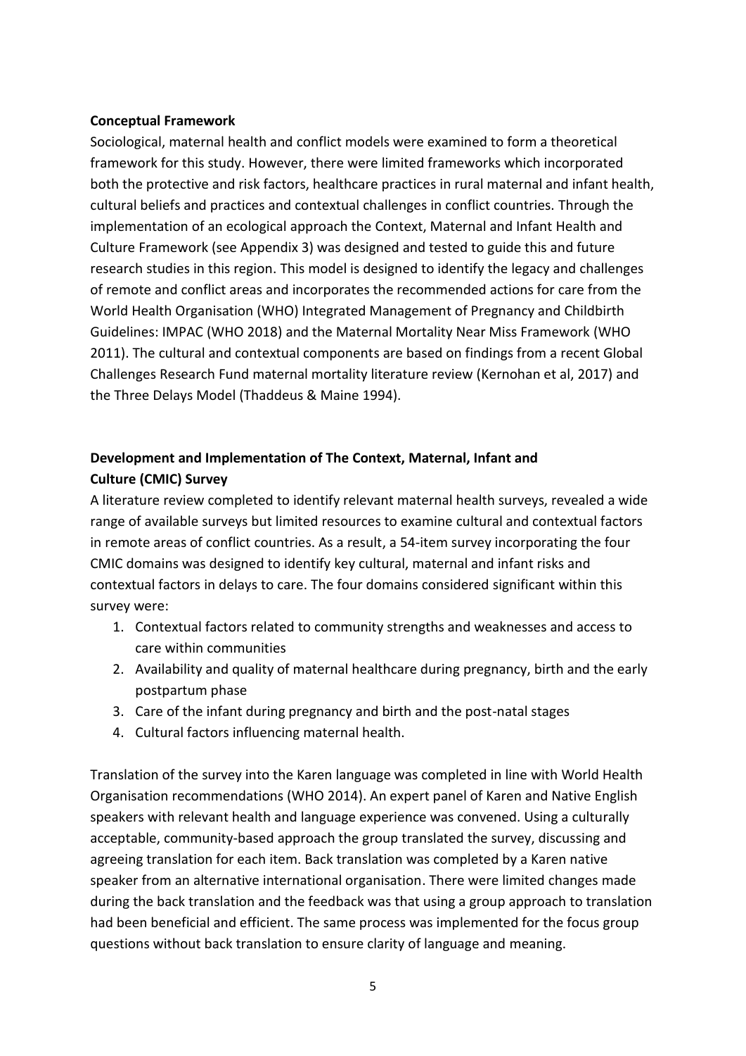**Conceptual Framework**

Sociological, maternal health and conflict models were examined to form a theoretical framework for this study. However, there were limited frameworks which incorporated both the protective and risk factors, healthcare practices in rural maternal and infant health, cultural beliefs and practices and contextual challenges in conflict countries. Through the implementation of an ecological approach the Context, Maternal and Infant Health and Culture Framework (see Appendix 3) was designed and tested to guide this and future research studies in this region. This model is designed to identify the legacy and challenges of remote and conflict areas and incorporates the recommended actions for care from the World Health Organisation (WHO) Integrated Management of Pregnancy and Childbirth Guidelines: IMPAC (WHO 2018) and the Maternal Mortality Near Miss Framework (WHO 2011). The cultural and contextual components are based on findings from a recent Global Challenges Research Fund maternal mortality literature review (Kernohan et al, 2017) and the Three Delays Model (Thaddeus & Maine 1994).

**Development and Implementation of The Context, Maternal, Infant and Culture (CMIC) Survey**

A literature review completed to identify relevant maternal health surveys, revealed a wide range of available surveys but limited resources to examine cultural and contextual factors in remote areas of conflict countries. As a result, a 54-item survey incorporating the four CMIC domains was designed to identify key cultural, maternal and infant risks and contextual factors in delays to care. The four domains considered significant within this survey were:

1. Contextual factors related to community strengths and weaknesses and access to care within communities
2. Availability and quality of maternal healthcare during pregnancy, birth and the early postpartum phase
3. Care of the infant during pregnancy and birth and the post-natal stages
4. Cultural factors influencing maternal health.

Translation of the survey into the Karen language was completed in line with World Health Organisation recommendations (WHO 2014). An expert panel of Karen and Native English speakers with relevant health and language experience was convened. Using a culturally acceptable, community-based approach the group translated the survey, discussing and agreeing translation for each item. Back translation was completed by a Karen native speaker from an alternative international organisation. There were limited changes made during the back translation and the feedback was that using a group approach to translation had been beneficial and efficient. The same process was implemented for the focus group questions without back translation to ensure clarity of language and meaning.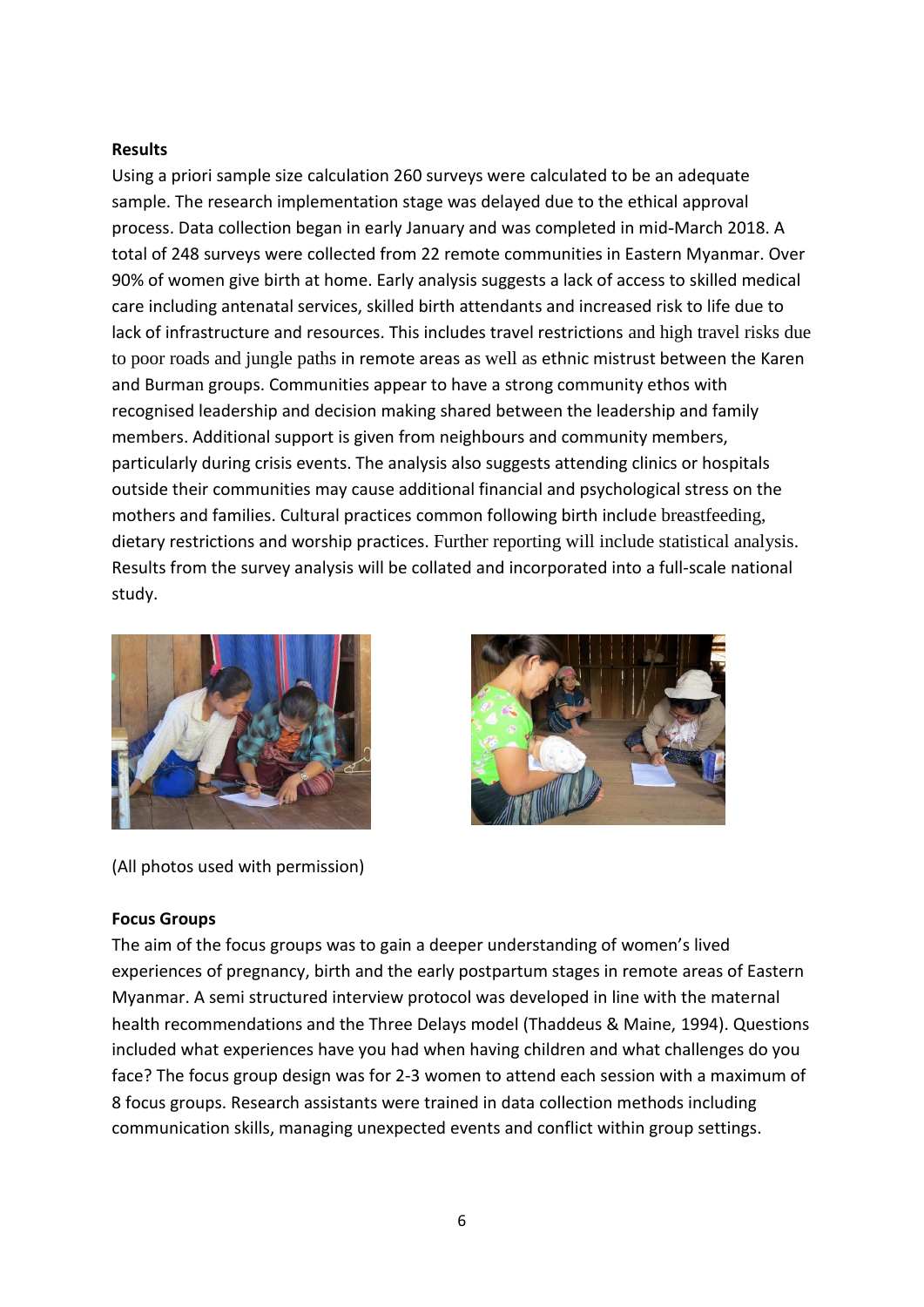**Results**

Using a priori sample size calculation 260 surveys were calculated to be an adequate sample. The research implementation stage was delayed due to the ethical approval process. Data collection began in early January and was completed in mid-March 2018. A total of 248 surveys were collected from 22 remote communities in Eastern Myanmar. Over 90% of women give birth at home. Early analysis suggests a lack of access to skilled medical care including antenatal services, skilled birth attendants and increased risk to life due to lack of infrastructure and resources. This includes travel restrictions and high travel risks due to poor roads and jungle paths in remote areas as well as ethnic mistrust between the Karen and Burman groups. Communities appear to have a strong community ethos with recognised leadership and decision making shared between the leadership and family members. Additional support is given from neighbours and community members, particularly during crisis events. The analysis also suggests attending clinics or hospitals outside their communities may cause additional financial and psychological stress on the mothers and families. Cultural practices common following birth include breastfeeding, dietary restrictions and worship practices. Further reporting will include statistical analysis. Results from the survey analysis will be collated and incorporated into a full-scale national study.

(All photos used with permission)

**Focus Groups**

The aim of the focus groups was to gain a deeper understanding of women's lived experiences of pregnancy, birth and the early postpartum stages in remote areas of Eastern Myanmar. A semi structured interview protocol was developed in line with the maternal health recommendations and the Three Delays model (Thaddeus & Maine, 1994). Questions included what experiences have you had when having children and what challenges do you face? The focus group design was for 2-3 women to attend each session with a maximum of 8 focus groups. Research assistants were trained in data collection methods including communication skills, managing unexpected events and conflict within group settings.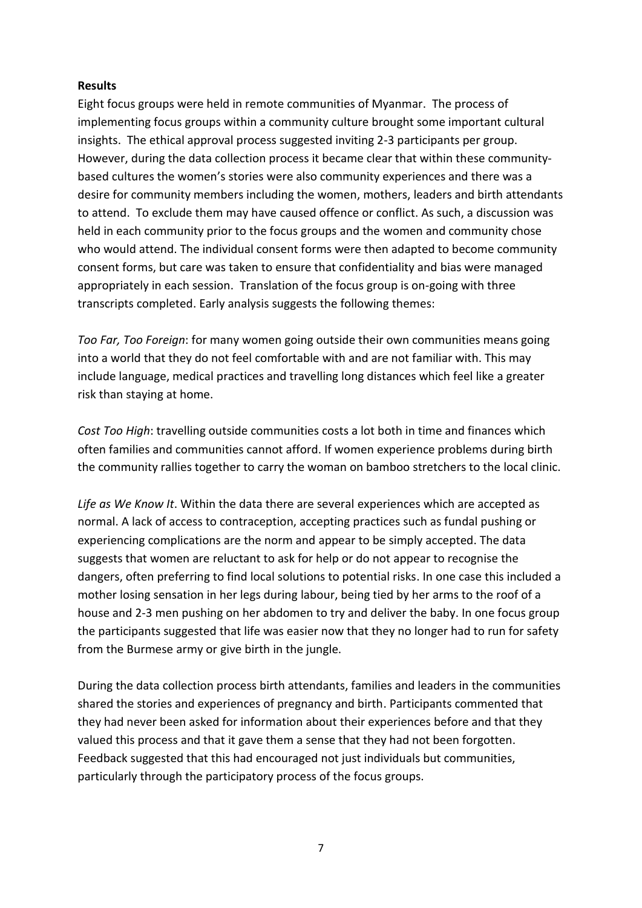**Results**

Eight focus groups were held in remote communities of Myanmar. The process of implementing focus groups within a community culture brought some important cultural insights. The ethical approval process suggested inviting 2-3 participants per group. However, during the data collection process it became clear that within these community-based cultures the women's stories were also community experiences and there was a desire for community members including the women, mothers, leaders and birth attendants to attend. To exclude them may have caused offence or conflict. As such, a discussion was held in each community prior to the focus groups and the women and community chose who would attend. The individual consent forms were then adapted to become community consent forms, but care was taken to ensure that confidentiality and bias were managed appropriately in each session. Translation of the focus group is on-going with three transcripts completed. Early analysis suggests the following themes:

*Too Far, Too Foreign*: for many women going outside their own communities means going into a world that they do not feel comfortable with and are not familiar with. This may include language, medical practices and travelling long distances which feel like a greater risk than staying at home.

*Cost Too High*: travelling outside communities costs a lot both in time and finances which often families and communities cannot afford. If women experience problems during birth the community rallies together to carry the woman on bamboo stretchers to the local clinic.

*Life as We Know It*. Within the data there are several experiences which are accepted as normal. A lack of access to contraception, accepting practices such as fundal pushing or experiencing complications are the norm and appear to be simply accepted. The data suggests that women are reluctant to ask for help or do not appear to recognise the dangers, often preferring to find local solutions to potential risks. In one case this included a mother losing sensation in her legs during labour, being tied by her arms to the roof of a house and 2-3 men pushing on her abdomen to try and deliver the baby. In one focus group the participants suggested that life was easier now that they no longer had to run for safety from the Burmese army or give birth in the jungle.

During the data collection process birth attendants, families and leaders in the communities shared the stories and experiences of pregnancy and birth. Participants commented that they had never been asked for information about their experiences before and that they valued this process and that it gave them a sense that they had not been forgotten. Feedback suggested that this had encouraged not just individuals but communities, particularly through the participatory process of the focus groups.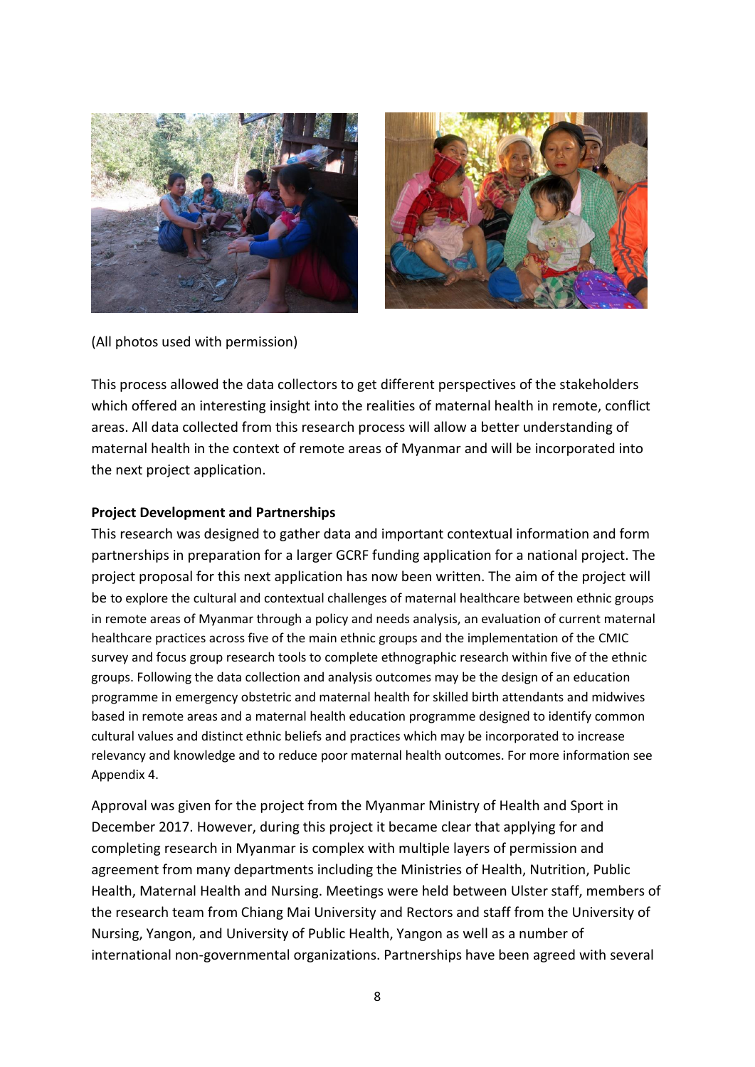(All photos used with permission)

This process allowed the data collectors to get different perspectives of the stakeholders which offered an interesting insight into the realities of maternal health in remote, conflict areas. All data collected from this research process will allow a better understanding of maternal health in the context of remote areas of Myanmar and will be incorporated into the next project application.

**Project Development and Partnerships**

This research was designed to gather data and important contextual information and form partnerships in preparation for a larger GCRF funding application for a national project. The project proposal for this next application has now been written. The aim of the project will be to explore the cultural and contextual challenges of maternal healthcare between ethnic groups in remote areas of Myanmar through a policy and needs analysis, an evaluation of current maternal healthcare practices across five of the main ethnic groups and the implementation of the CMIC survey and focus group research tools to complete ethnographic research within five of the ethnic groups. Following the data collection and analysis outcomes may be the design of an education programme in emergency obstetric and maternal health for skilled birth attendants and midwives based in remote areas and a maternal health education programme designed to identify common cultural values and distinct ethnic beliefs and practices which may be incorporated to increase relevancy and knowledge and to reduce poor maternal health outcomes. For more information see Appendix 4.

Approval was given for the project from the Myanmar Ministry of Health and Sport in December 2017. However, during this project it became clear that applying for and completing research in Myanmar is complex with multiple layers of permission and agreement from many departments including the Ministries of Health, Nutrition, Public Health, Maternal Health and Nursing. Meetings were held between Ulster staff, members of the research team from Chiang Mai University and Rectors and staff from the University of Nursing, Yangon, and University of Public Health, Yangon as well as a number of international non-governmental organizations. Partnerships have been agreed with several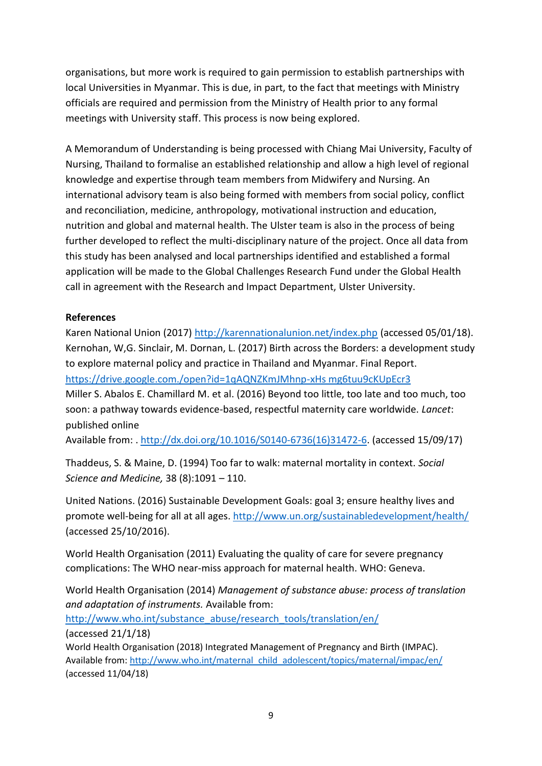organisations, but more work is required to gain permission to establish partnerships with local Universities in Myanmar. This is due, in part, to the fact that meetings with Ministry officials are required and permission from the Ministry of Health prior to any formal meetings with University staff. This process is now being explored.

A Memorandum of Understanding is being processed with Chiang Mai University, Faculty of Nursing, Thailand to formalise an established relationship and allow a high level of regional knowledge and expertise through team members from Midwifery and Nursing. An international advisory team is also being formed with members from social policy, conflict and reconciliation, medicine, anthropology, motivational instruction and education, nutrition and global and maternal health. The Ulster team is also in the process of being further developed to reflect the multi-disciplinary nature of the project. Once all data from this study has been analysed and local partnerships identified and established a formal application will be made to the Global Challenges Research Fund under the Global Health call in agreement with the Research and Impact Department, Ulster University.

**References**

Karen National Union (2017) http://karennationalunion.net/index.php (accessed 05/01/18).
Kernohan, W,G. Sinclair, M. Dornan, L. (2017) Birth across the Borders: a development study to explore maternal policy and practice in Thailand and Myanmar. Final Report.
https://drive.google.com./open?id=1qAQNZKmJMhnp-xHs mg6tuu9cKUpEcr3
Miller S. Abalos E. Chamillard M. et al. (2016) Beyond too little, too late and too much, too soon: a pathway towards evidence-based, respectful maternity care worldwide. *Lancet*: published online
Available from: . http://dx.doi.org/10.1016/S0140-6736(16)31472-6. (accessed 15/09/17)

Thaddeus, S. & Maine, D. (1994) Too far to walk: maternal mortality in context. *Social Science and Medicine,* 38 (8):1091 – 110.

United Nations. (2016) Sustainable Development Goals: goal 3; ensure healthy lives and promote well-being for all at all ages. http://www.un.org/sustainabledevelopment/health/ (accessed 25/10/2016).

World Health Organisation (2011) Evaluating the quality of care for severe pregnancy complications: The WHO near-miss approach for maternal health. WHO: Geneva.

World Health Organisation (2014) *Management of substance abuse: process of translation and adaptation of instruments.* Available from:
http://www.who.int/substance_abuse/research_tools/translation/en/
(accessed 21/1/18)
World Health Organisation (2018) Integrated Management of Pregnancy and Birth (IMPAC). Available from: http://www.who.int/maternal_child_adolescent/topics/maternal/impac/en/ (accessed 11/04/18)